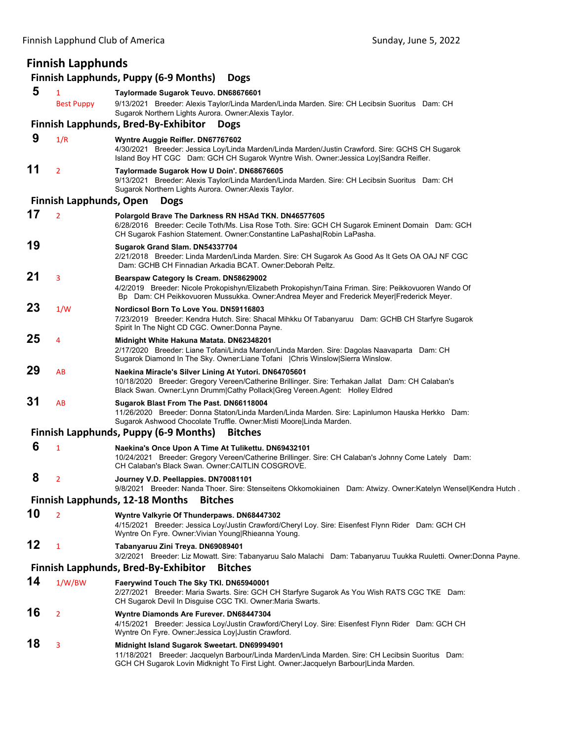## Finnish Lapphunds

### Finnish Lapphunds, Puppy (6-9 Months) Dogs

**5** 1 Best Puppy
**Taylormade Sugarok Teuvo. DN68676601**
9/13/2021 Breeder: Alexis Taylor/Linda Marden/Linda Marden. Sire: CH Lecibsin Suoritus Dam: CH Sugarok Northern Lights Aurora. Owner:Alexis Taylor.

### Finnish Lapphunds, Bred-By-Exhibitor Dogs

**9** 1/R
**Wyntre Auggie Reifler. DN67767602**
4/30/2021 Breeder: Jessica Loy/Linda Marden/Linda Marden/Justin Crawford. Sire: GCHS CH Sugarok Island Boy HT CGC Dam: GCH CH Sugarok Wyntre Wish. Owner:Jessica Loy|Sandra Reifler.

**11** 2
**Taylormade Sugarok How U Doin'. DN68676605**
9/13/2021 Breeder: Alexis Taylor/Linda Marden/Linda Marden. Sire: CH Lecibsin Suoritus Dam: CH Sugarok Northern Lights Aurora. Owner:Alexis Taylor.

### Finnish Lapphunds, Open Dogs

**17** 2
**Polargold Brave The Darkness RN HSAd TKN. DN46577605**
6/28/2016 Breeder: Cecile Toth/Ms. Lisa Rose Toth. Sire: GCH CH Sugarok Eminent Domain Dam: GCH CH Sugarok Fashion Statement. Owner:Constantine LaPasha|Robin LaPasha.

**19**
**Sugarok Grand Slam. DN54337704**
2/21/2018 Breeder: Linda Marden/Linda Marden. Sire: CH Sugarok As Good As It Gets OA OAJ NF CGC Dam: GCHB CH Finnadian Arkadia BCAT. Owner:Deborah Peltz.

**21** 3
**Bearspaw Category Is Cream. DN58629002**
4/2/2019 Breeder: Nicole Prokopishyn/Elizabeth Prokopishyn/Taina Friman. Sire: Peikkovuoren Wando Of Bp Dam: CH Peikkovuoren Mussukka. Owner:Andrea Meyer and Frederick Meyer|Frederick Meyer.

**23** 1/W
**Nordicsol Born To Love You. DN59116803**
7/23/2019 Breeder: Kendra Hutch. Sire: Shacal Mihkku Of Tabanyaruu Dam: GCHB CH Starfyre Sugarok Spirit In The Night CD CGC. Owner:Donna Payne.

**25** 4
**Midnight White Hakuna Matata. DN62348201**
2/17/2020 Breeder: Liane Tofani/Linda Marden/Linda Marden. Sire: Dagolas Naavaparta Dam: CH Sugarok Diamond In The Sky. Owner:Liane Tofani |Chris Winslow|Sierra Winslow.

**29** AB
**Naekina Miracle's Silver Lining At Yutori. DN64705601**
10/18/2020 Breeder: Gregory Vereen/Catherine Brillinger. Sire: Terhakan Jallat Dam: CH Calaban's Black Swan. Owner:Lynn Drumm|Cathy Pollack|Greg Vereen.Agent: Holley Eldred

**31** AB
**Sugarok Blast From The Past. DN66118004**
11/26/2020 Breeder: Donna Staton/Linda Marden/Linda Marden. Sire: Lapinlumon Hauska Herkko Dam: Sugarok Ashwood Chocolate Truffle. Owner:Misti Moore|Linda Marden.

### Finnish Lapphunds, Puppy (6-9 Months) Bitches

**6** 1
**Naekina's Once Upon A Time At Tulikettu. DN69432101**
10/24/2021 Breeder: Gregory Vereen/Catherine Brillinger. Sire: CH Calaban's Johnny Come Lately Dam: CH Calaban's Black Swan. Owner:CAITLIN COSGROVE.

**8** 2
**Journey V.D. Peellappies. DN70081101**
9/8/2021 Breeder: Nanda Thoer. Sire: Stenseitens Okkomokiainen Dam: Atwizy. Owner:Katelyn Wensel|Kendra Hutch .

### Finnish Lapphunds, 12-18 Months Bitches

**10** 2
**Wyntre Valkyrie Of Thunderpaws. DN68447302**
4/15/2021 Breeder: Jessica Loy/Justin Crawford/Cheryl Loy. Sire: Eisenfest Flynn Rider Dam: GCH CH Wyntre On Fyre. Owner:Vivian Young|Rhieanna Young.

**12** 1
**Tabanyaruu Zini Treya. DN69089401**
3/2/2021 Breeder: Liz Mowatt. Sire: Tabanyaruu Salo Malachi Dam: Tabanyaruu Tuukka Ruuletti. Owner:Donna Payne.

### Finnish Lapphunds, Bred-By-Exhibitor Bitches

**14** 1/W/BW
**Faerywind Touch The Sky TKI. DN65940001**
2/27/2021 Breeder: Maria Swarts. Sire: GCH CH Starfyre Sugarok As You Wish RATS CGC TKE Dam: CH Sugarok Devil In Disguise CGC TKI. Owner:Maria Swarts.

**16** 2
**Wyntre Diamonds Are Furever. DN68447304**
4/15/2021 Breeder: Jessica Loy/Justin Crawford/Cheryl Loy. Sire: Eisenfest Flynn Rider Dam: GCH CH Wyntre On Fyre. Owner:Jessica Loy|Justin Crawford.

**18** 3
**Midnight Island Sugarok Sweetart. DN69994901**
11/18/2021 Breeder: Jacquelyn Barbour/Linda Marden/Linda Marden. Sire: CH Lecibsin Suoritus Dam: GCH CH Sugarok Lovin Midknight To First Light. Owner:Jacquelyn Barbour|Linda Marden.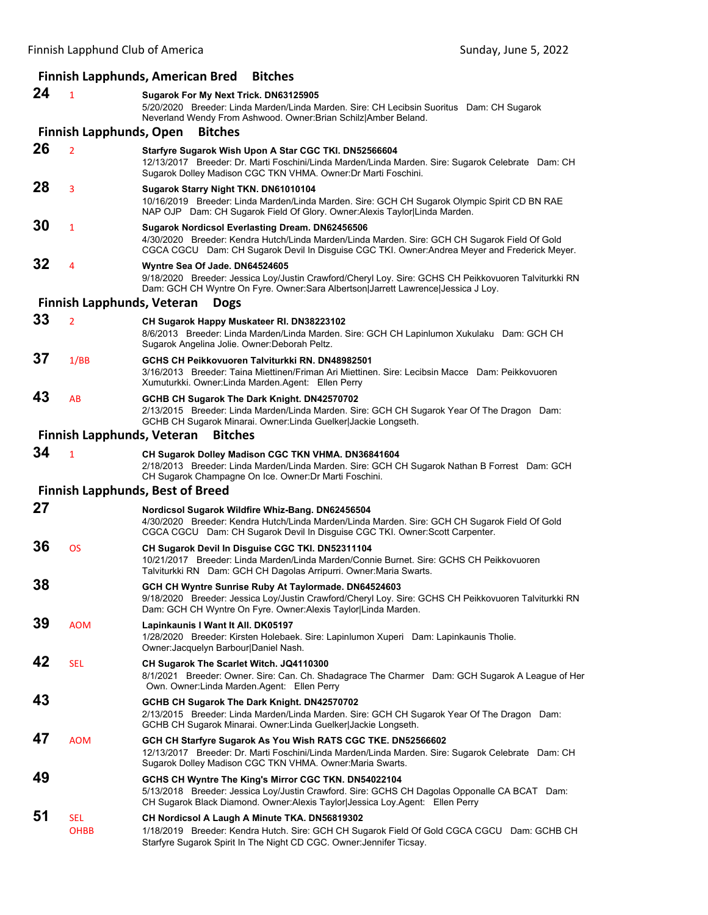### Finnish Lapphunds, American Bred Bitches

**24** 1 **Sugarok For My Next Trick. DN63125905**
5/20/2020 Breeder: Linda Marden/Linda Marden. Sire: CH Lecibsin Suoritus Dam: CH Sugarok Neverland Wendy From Ashwood. Owner:Brian Schilz|Amber Beland.

### Finnish Lapphunds, Open Bitches

**26** 2 **Starfyre Sugarok Wish Upon A Star CGC TKI. DN52566604**
12/13/2017 Breeder: Dr. Marti Foschini/Linda Marden/Linda Marden. Sire: Sugarok Celebrate Dam: CH Sugarok Dolley Madison CGC TKN VHMA. Owner:Dr Marti Foschini.

**28** 3 **Sugarok Starry Night TKN. DN61010104**
10/16/2019 Breeder: Linda Marden/Linda Marden. Sire: GCH CH Sugarok Olympic Spirit CD BN RAE NAP OJP Dam: CH Sugarok Field Of Glory. Owner:Alexis Taylor|Linda Marden.

**30** 1 **Sugarok Nordicsol Everlasting Dream. DN62456506**
4/30/2020 Breeder: Kendra Hutch/Linda Marden/Linda Marden. Sire: GCH CH Sugarok Field Of Gold CGCA CGCU Dam: CH Sugarok Devil In Disguise CGC TKI. Owner:Andrea Meyer and Frederick Meyer.

**32** 4 **Wyntre Sea Of Jade. DN64524605**
9/18/2020 Breeder: Jessica Loy/Justin Crawford/Cheryl Loy. Sire: GCHS CH Peikkovuoren Talviturkki RN Dam: GCH CH Wyntre On Fyre. Owner:Sara Albertson|Jarrett Lawrence|Jessica J Loy.

### Finnish Lapphunds, Veteran Dogs

**33** 2 **CH Sugarok Happy Muskateer RI. DN38223102**
8/6/2013 Breeder: Linda Marden/Linda Marden. Sire: GCH CH Lapinlumon Xukulaku Dam: GCH CH Sugarok Angelina Jolie. Owner:Deborah Peltz.

**37** 1/BB **GCHS CH Peikkovuoren Talviturkki RN. DN48982501**
3/16/2013 Breeder: Taina Miettinen/Friman Ari Miettinen. Sire: Lecibsin Macce Dam: Peikkovuoren Xumuturkki. Owner:Linda Marden.Agent: Ellen Perry

**43** AB **GCHB CH Sugarok The Dark Knight. DN42570702**
2/13/2015 Breeder: Linda Marden/Linda Marden. Sire: GCH CH Sugarok Year Of The Dragon Dam: GCHB CH Sugarok Minarai. Owner:Linda Guelker|Jackie Longseth.

### Finnish Lapphunds, Veteran Bitches

**34** 1 **CH Sugarok Dolley Madison CGC TKN VHMA. DN36841604**
2/18/2013 Breeder: Linda Marden/Linda Marden. Sire: GCH CH Sugarok Nathan B Forrest Dam: GCH CH Sugarok Champagne On Ice. Owner:Dr Marti Foschini.

### Finnish Lapphunds, Best of Breed

**27** **Nordicsol Sugarok Wildfire Whiz-Bang. DN62456504**
4/30/2020 Breeder: Kendra Hutch/Linda Marden/Linda Marden. Sire: GCH CH Sugarok Field Of Gold CGCA CGCU Dam: CH Sugarok Devil In Disguise CGC TKI. Owner:Scott Carpenter.

**36** OS **CH Sugarok Devil In Disguise CGC TKI. DN52311104**
10/21/2017 Breeder: Linda Marden/Linda Marden/Connie Burnet. Sire: GCHS CH Peikkovuoren Talviturkki RN Dam: GCH CH Dagolas Arripurri. Owner:Maria Swarts.

**38** **GCH CH Wyntre Sunrise Ruby At Taylormade. DN64524603**
9/18/2020 Breeder: Jessica Loy/Justin Crawford/Cheryl Loy. Sire: GCHS CH Peikkovuoren Talviturkki RN Dam: GCH CH Wyntre On Fyre. Owner:Alexis Taylor|Linda Marden.

**39** AOM **Lapinkaunis I Want It All. DK05197**
1/28/2020 Breeder: Kirsten Holebaek. Sire: Lapinlumon Xuperi Dam: Lapinkaunis Tholie. Owner:Jacquelyn Barbour|Daniel Nash.

**42** SEL **CH Sugarok The Scarlet Witch. JQ4110300**
8/1/2021 Breeder: Owner. Sire: Can. Ch. Shadagrace The Charmer Dam: GCH Sugarok A League of Her Own. Owner:Linda Marden.Agent: Ellen Perry

**43** **GCHB CH Sugarok The Dark Knight. DN42570702**
2/13/2015 Breeder: Linda Marden/Linda Marden. Sire: GCH CH Sugarok Year Of The Dragon Dam: GCHB CH Sugarok Minarai. Owner:Linda Guelker|Jackie Longseth.

**47** AOM **GCH CH Starfyre Sugarok As You Wish RATS CGC TKE. DN52566602**
12/13/2017 Breeder: Dr. Marti Foschini/Linda Marden/Linda Marden. Sire: Sugarok Celebrate Dam: CH Sugarok Dolley Madison CGC TKN VHMA. Owner:Maria Swarts.

**49** **GCHS CH Wyntre The King's Mirror CGC TKN. DN54022104**
5/13/2018 Breeder: Jessica Loy/Justin Crawford. Sire: GCHS CH Dagolas Opponalle CA BCAT Dam: CH Sugarok Black Diamond. Owner:Alexis Taylor|Jessica Loy.Agent: Ellen Perry

**51** SEL OHBB **CH Nordicsol A Laugh A Minute TKA. DN56819302**
1/18/2019 Breeder: Kendra Hutch. Sire: GCH CH Sugarok Field Of Gold CGCA CGCU Dam: GCHB CH Starfyre Sugarok Spirit In The Night CD CGC. Owner:Jennifer Ticsay.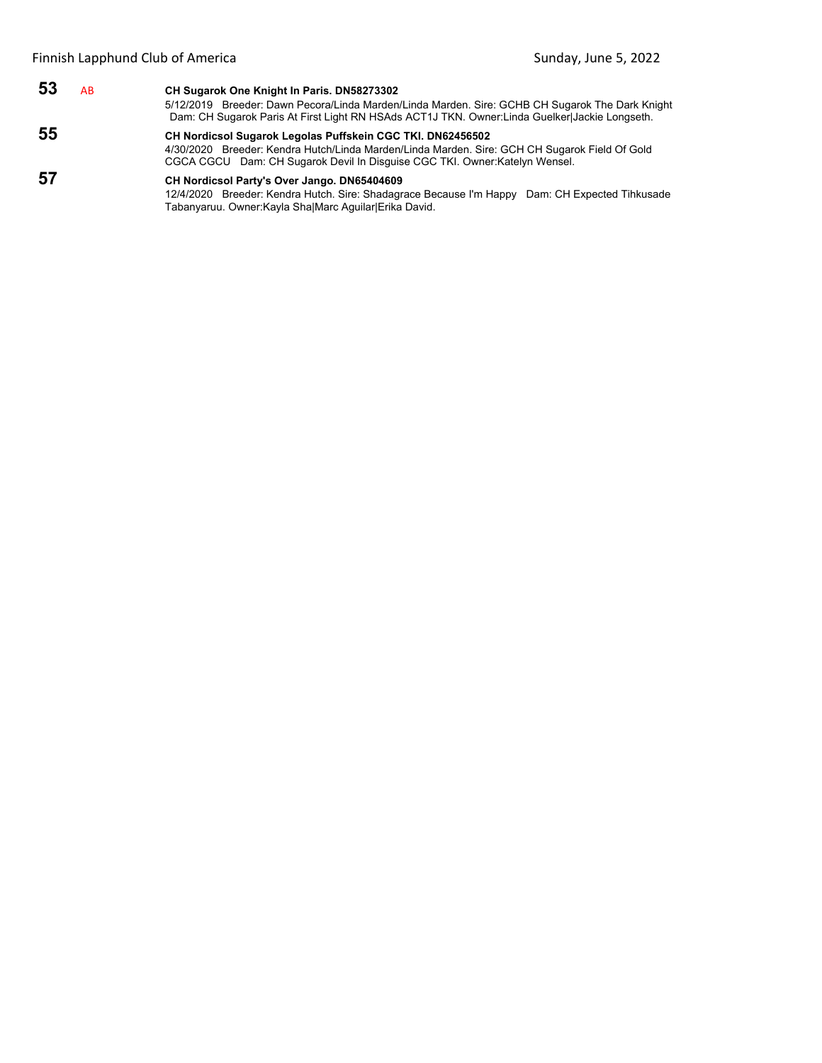**53** AB **CH Sugarok One Knight In Paris. DN58273302**
5/12/2019 Breeder: Dawn Pecora/Linda Marden/Linda Marden. Sire: GCHB CH Sugarok The Dark Knight Dam: CH Sugarok Paris At First Light RN HSAds ACT1J TKN. Owner:Linda Guelker|Jackie Longseth.

**55** **CH Nordicsol Sugarok Legolas Puffskein CGC TKI. DN62456502**
4/30/2020 Breeder: Kendra Hutch/Linda Marden/Linda Marden. Sire: GCH CH Sugarok Field Of Gold CGCA CGCU Dam: CH Sugarok Devil In Disguise CGC TKI. Owner:Katelyn Wensel.

**57** **CH Nordicsol Party's Over Jango. DN65404609**
12/4/2020 Breeder: Kendra Hutch. Sire: Shadagrace Because I'm Happy Dam: CH Expected Tihkusade Tabanyaruu. Owner:Kayla Sha|Marc Aguilar|Erika David.